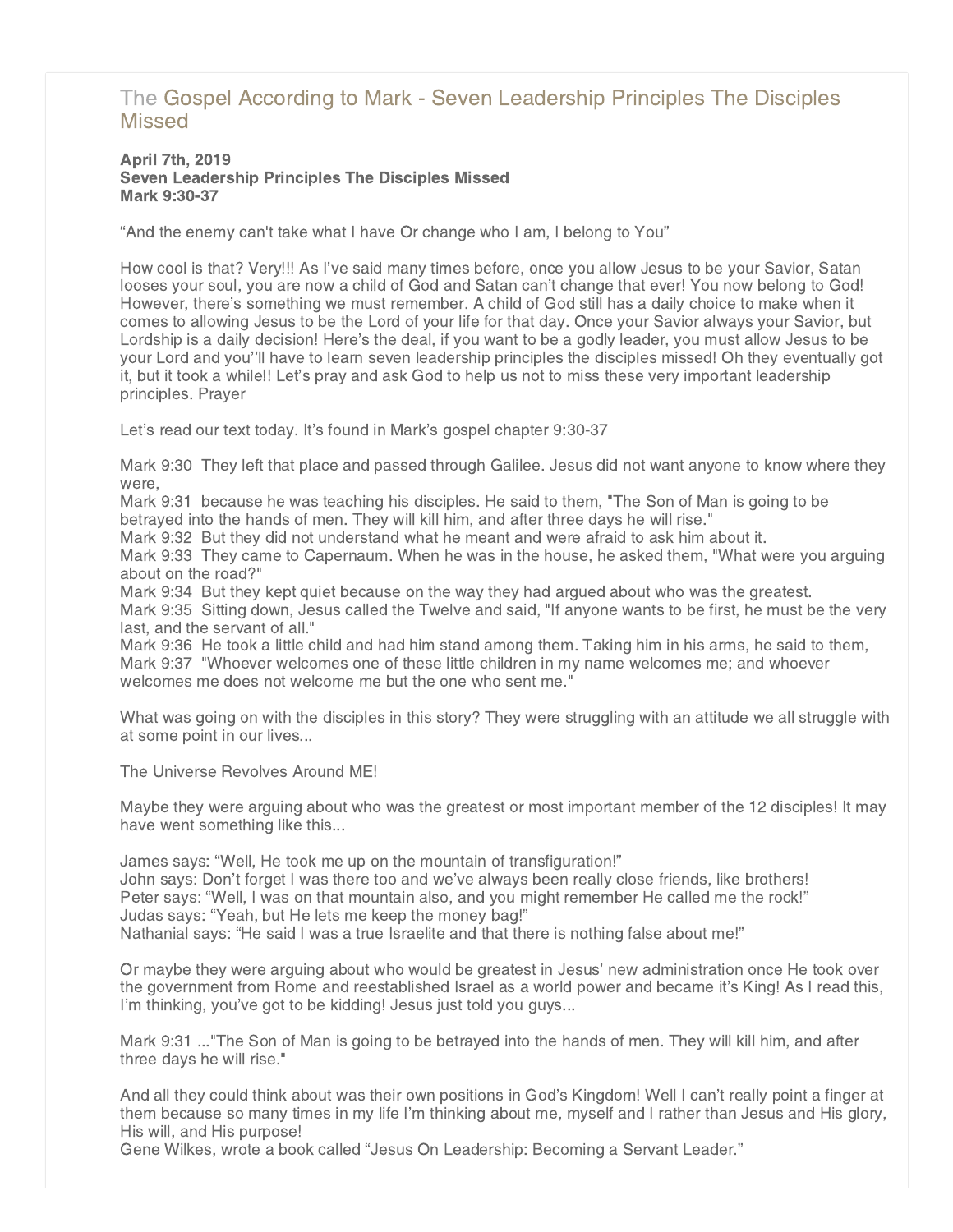# The Gospel According to Mark - Seven Leadership Principles The Disciples Missed

**April 7th, 2019**
**Seven Leadership Principles The Disciples Missed**
**Mark 9:30-37**

“And the enemy can't take what I have Or change who I am, I belong to You”

How cool is that? Very!!! As I’ve said many times before, once you allow Jesus to be your Savior, Satan looses your soul, you are now a child of God and Satan can’t change that ever! You now belong to God! However, there’s something we must remember. A child of God still has a daily choice to make when it comes to allowing Jesus to be the Lord of your life for that day. Once your Savior always your Savior, but Lordship is a daily decision! Here’s the deal, if you want to be a godly leader, you must allow Jesus to be your Lord and you’'ll have to learn seven leadership principles the disciples missed! Oh they eventually got it, but it took a while!! Let’s pray and ask God to help us not to miss these very important leadership principles. Prayer

Let’s read our text today. It’s found in Mark’s gospel chapter 9:30-37

Mark 9:30 They left that place and passed through Galilee. Jesus did not want anyone to know where they were,
Mark 9:31 because he was teaching his disciples. He said to them, "The Son of Man is going to be betrayed into the hands of men. They will kill him, and after three days he will rise."
Mark 9:32 But they did not understand what he meant and were afraid to ask him about it.
Mark 9:33 They came to Capernaum. When he was in the house, he asked them, "What were you arguing about on the road?"
Mark 9:34 But they kept quiet because on the way they had argued about who was the greatest.
Mark 9:35 Sitting down, Jesus called the Twelve and said, "If anyone wants to be first, he must be the very last, and the servant of all."
Mark 9:36 He took a little child and had him stand among them. Taking him in his arms, he said to them,
Mark 9:37 "Whoever welcomes one of these little children in my name welcomes me; and whoever welcomes me does not welcome me but the one who sent me."

What was going on with the disciples in this story? They were struggling with an attitude we all struggle with at some point in our lives...

The Universe Revolves Around ME!

Maybe they were arguing about who was the greatest or most important member of the 12 disciples! It may have went something like this...

James says: “Well, He took me up on the mountain of transfiguration!”
John says: Don’t forget I was there too and we’ve always been really close friends, like brothers!
Peter says: “Well, I was on that mountain also, and you might remember He called me the rock!”
Judas says: “Yeah, but He lets me keep the money bag!”
Nathanial says: “He said I was a true Israelite and that there is nothing false about me!”

Or maybe they were arguing about who would be greatest in Jesus’ new administration once He took over the government from Rome and reestablished Israel as a world power and became it’s King! As I read this, I’m thinking, you’ve got to be kidding! Jesus just told you guys...

Mark 9:31 ..."The Son of Man is going to be betrayed into the hands of men. They will kill him, and after three days he will rise."

And all they could think about was their own positions in God’s Kingdom! Well I can’t really point a finger at them because so many times in my life I’m thinking about me, myself and I rather than Jesus and His glory, His will, and His purpose!
Gene Wilkes, wrote a book called “Jesus On Leadership: Becoming a Servant Leader.”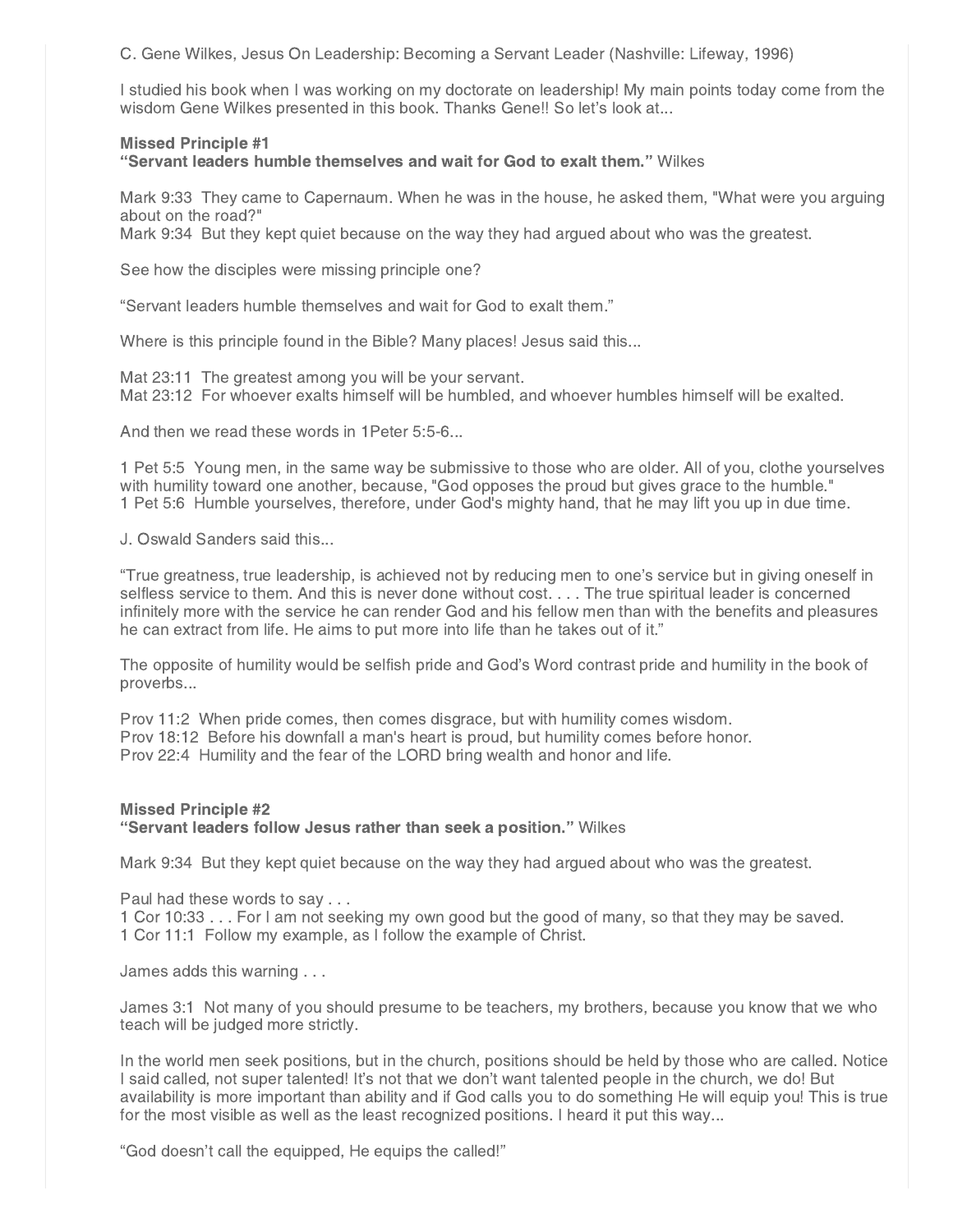C. Gene Wilkes, Jesus On Leadership: Becoming a Servant Leader (Nashville: Lifeway, 1996)

I studied his book when I was working on my doctorate on leadership! My main points today come from the wisdom Gene Wilkes presented in this book. Thanks Gene!! So let's look at...

**Missed Principle #1**
**"Servant leaders humble themselves and wait for God to exalt them."** Wilkes

Mark 9:33  They came to Capernaum. When he was in the house, he asked them, "What were you arguing about on the road?"
Mark 9:34  But they kept quiet because on the way they had argued about who was the greatest.

See how the disciples were missing principle one?

"Servant leaders humble themselves and wait for God to exalt them."

Where is this principle found in the Bible? Many places! Jesus said this...

Mat 23:11  The greatest among you will be your servant.
Mat 23:12  For whoever exalts himself will be humbled, and whoever humbles himself will be exalted.

And then we read these words in 1Peter 5:5-6...

1 Pet 5:5  Young men, in the same way be submissive to those who are older. All of you, clothe yourselves with humility toward one another, because, "God opposes the proud but gives grace to the humble."
1 Pet 5:6  Humble yourselves, therefore, under God's mighty hand, that he may lift you up in due time.

J. Oswald Sanders said this...

"True greatness, true leadership, is achieved not by reducing men to one's service but in giving oneself in selfless service to them. And this is never done without cost. . . . The true spiritual leader is concerned infinitely more with the service he can render God and his fellow men than with the benefits and pleasures he can extract from life. He aims to put more into life than he takes out of it."

The opposite of humility would be selfish pride and God's Word contrast pride and humility in the book of proverbs...

Prov 11:2  When pride comes, then comes disgrace, but with humility comes wisdom.
Prov 18:12  Before his downfall a man's heart is proud, but humility comes before honor.
Prov 22:4  Humility and the fear of the LORD bring wealth and honor and life.

**Missed Principle #2**
**"Servant leaders follow Jesus rather than seek a position."** Wilkes

Mark 9:34  But they kept quiet because on the way they had argued about who was the greatest.

Paul had these words to say . . .
1 Cor 10:33 . . . For I am not seeking my own good but the good of many, so that they may be saved.
1 Cor 11:1  Follow my example, as I follow the example of Christ.

James adds this warning . . .

James 3:1  Not many of you should presume to be teachers, my brothers, because you know that we who teach will be judged more strictly.

In the world men seek positions, but in the church, positions should be held by those who are called. Notice I said called, not super talented! It's not that we don't want talented people in the church, we do! But availability is more important than ability and if God calls you to do something He will equip you! This is true for the most visible as well as the least recognized positions. I heard it put this way...

"God doesn't call the equipped, He equips the called!"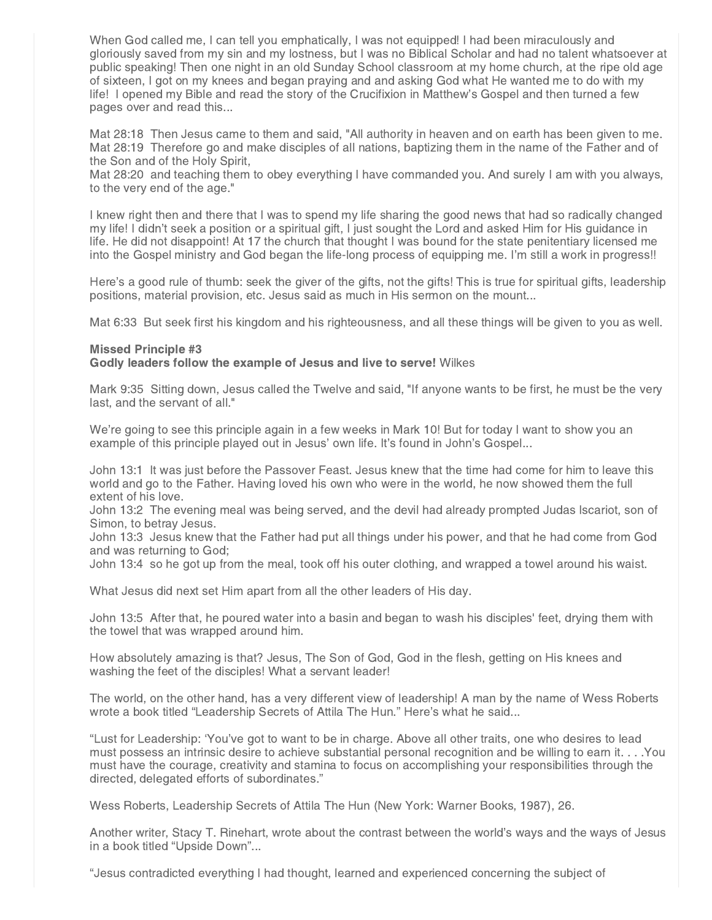When God called me, I can tell you emphatically, I was not equipped! I had been miraculously and gloriously saved from my sin and my lostness, but I was no Biblical Scholar and had no talent whatsoever at public speaking! Then one night in an old Sunday School classroom at my home church, at the ripe old age of sixteen, I got on my knees and began praying and and asking God what He wanted me to do with my life! I opened my Bible and read the story of the Crucifixion in Matthew's Gospel and then turned a few pages over and read this...

Mat 28:18 Then Jesus came to them and said, "All authority in heaven and on earth has been given to me.
Mat 28:19 Therefore go and make disciples of all nations, baptizing them in the name of the Father and of the Son and of the Holy Spirit,
Mat 28:20 and teaching them to obey everything I have commanded you. And surely I am with you always, to the very end of the age."

I knew right then and there that I was to spend my life sharing the good news that had so radically changed my life! I didn't seek a position or a spiritual gift, I just sought the Lord and asked Him for His guidance in life. He did not disappoint! At 17 the church that thought I was bound for the state penitentiary licensed me into the Gospel ministry and God began the life-long process of equipping me. I'm still a work in progress!!

Here's a good rule of thumb: seek the giver of the gifts, not the gifts! This is true for spiritual gifts, leadership positions, material provision, etc. Jesus said as much in His sermon on the mount...

Mat 6:33 But seek first his kingdom and his righteousness, and all these things will be given to you as well.

**Missed Principle #3**
**Godly leaders follow the example of Jesus and live to serve!** Wilkes

Mark 9:35 Sitting down, Jesus called the Twelve and said, "If anyone wants to be first, he must be the very last, and the servant of all."

We're going to see this principle again in a few weeks in Mark 10! But for today I want to show you an example of this principle played out in Jesus' own life. It's found in John's Gospel...

John 13:1 It was just before the Passover Feast. Jesus knew that the time had come for him to leave this world and go to the Father. Having loved his own who were in the world, he now showed them the full extent of his love.
John 13:2 The evening meal was being served, and the devil had already prompted Judas Iscariot, son of Simon, to betray Jesus.
John 13:3 Jesus knew that the Father had put all things under his power, and that he had come from God and was returning to God;
John 13:4 so he got up from the meal, took off his outer clothing, and wrapped a towel around his waist.

What Jesus did next set Him apart from all the other leaders of His day.

John 13:5 After that, he poured water into a basin and began to wash his disciples' feet, drying them with the towel that was wrapped around him.

How absolutely amazing is that? Jesus, The Son of God, God in the flesh, getting on His knees and washing the feet of the disciples! What a servant leader!

The world, on the other hand, has a very different view of leadership! A man by the name of Wess Roberts wrote a book titled "Leadership Secrets of Attila The Hun." Here's what he said...

"Lust for Leadership: 'You've got to want to be in charge. Above all other traits, one who desires to lead must possess an intrinsic desire to achieve substantial personal recognition and be willing to earn it. . . .You must have the courage, creativity and stamina to focus on accomplishing your responsibilities through the directed, delegated efforts of subordinates."

Wess Roberts, Leadership Secrets of Attila The Hun (New York: Warner Books, 1987), 26.

Another writer, Stacy T. Rinehart, wrote about the contrast between the world's ways and the ways of Jesus in a book titled "Upside Down"...

"Jesus contradicted everything I had thought, learned and experienced concerning the subject of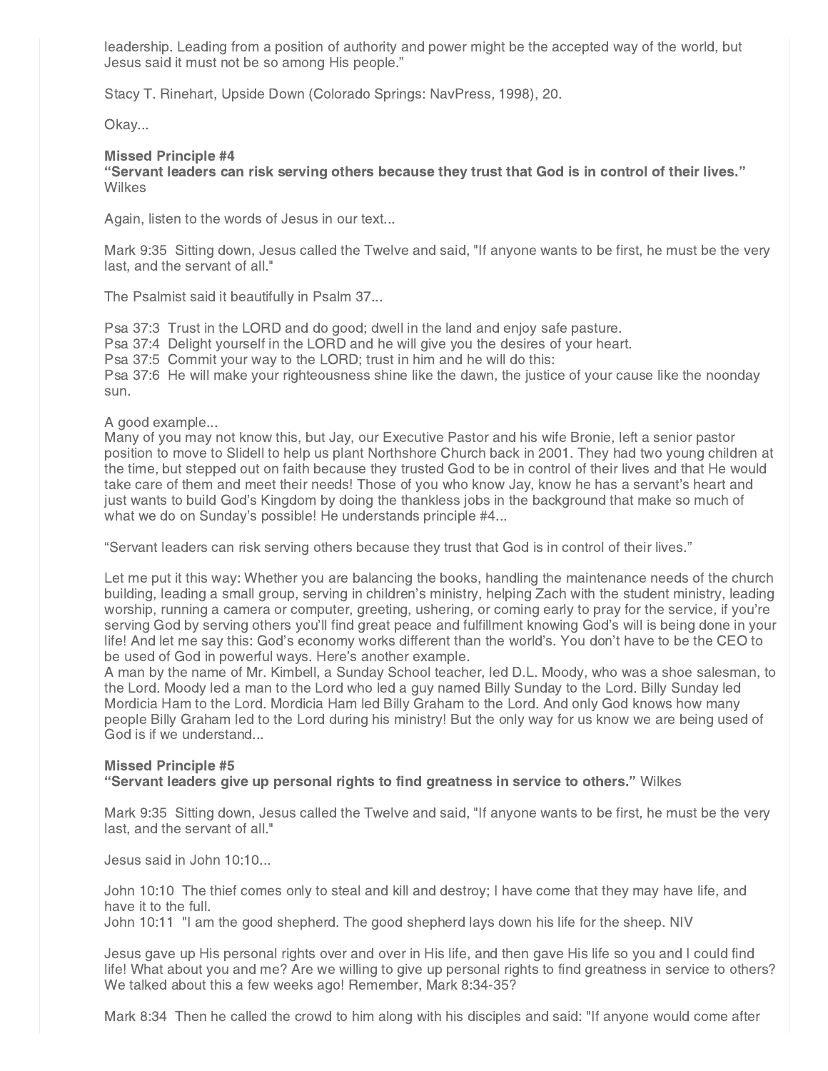leadership. Leading from a position of authority and power might be the accepted way of the world, but Jesus said it must not be so among His people."

Stacy T. Rinehart, Upside Down (Colorado Springs: NavPress, 1998), 20.

Okay...

**Missed Principle #4**
**"Servant leaders can risk serving others because they trust that God is in control of their lives."** Wilkes

Again, listen to the words of Jesus in our text...

Mark 9:35 Sitting down, Jesus called the Twelve and said, "If anyone wants to be first, he must be the very last, and the servant of all."

The Psalmist said it beautifully in Psalm 37...

Psa 37:3 Trust in the LORD and do good; dwell in the land and enjoy safe pasture.
Psa 37:4 Delight yourself in the LORD and he will give you the desires of your heart.
Psa 37:5 Commit your way to the LORD; trust in him and he will do this:
Psa 37:6 He will make your righteousness shine like the dawn, the justice of your cause like the noonday sun.

A good example...
Many of you may not know this, but Jay, our Executive Pastor and his wife Bronie, left a senior pastor position to move to Slidell to help us plant Northshore Church back in 2001. They had two young children at the time, but stepped out on faith because they trusted God to be in control of their lives and that He would take care of them and meet their needs! Those of you who know Jay, know he has a servant's heart and just wants to build God's Kingdom by doing the thankless jobs in the background that make so much of what we do on Sunday's possible! He understands principle #4...

"Servant leaders can risk serving others because they trust that God is in control of their lives."

Let me put it this way: Whether you are balancing the books, handling the maintenance needs of the church building, leading a small group, serving in children's ministry, helping Zach with the student ministry, leading worship, running a camera or computer, greeting, ushering, or coming early to pray for the service, if you're serving God by serving others you'll find great peace and fulfillment knowing God's will is being done in your life! And let me say this: God's economy works different than the world's. You don't have to be the CEO to be used of God in powerful ways. Here's another example.
A man by the name of Mr. Kimbell, a Sunday School teacher, led D.L. Moody, who was a shoe salesman, to the Lord. Moody led a man to the Lord who led a guy named Billy Sunday to the Lord. Billy Sunday led Mordicia Ham to the Lord. Mordicia Ham led Billy Graham to the Lord. And only God knows how many people Billy Graham led to the Lord during his ministry! But the only way for us know we are being used of God is if we understand...

**Missed Principle #5**
**"Servant leaders give up personal rights to find greatness in service to others."** Wilkes

Mark 9:35 Sitting down, Jesus called the Twelve and said, "If anyone wants to be first, he must be the very last, and the servant of all."

Jesus said in John 10:10...

John 10:10 The thief comes only to steal and kill and destroy; I have come that they may have life, and have it to the full.
John 10:11 "I am the good shepherd. The good shepherd lays down his life for the sheep. NIV

Jesus gave up His personal rights over and over in His life, and then gave His life so you and I could find life! What about you and me? Are we willing to give up personal rights to find greatness in service to others? We talked about this a few weeks ago! Remember, Mark 8:34-35?

Mark 8:34 Then he called the crowd to him along with his disciples and said: "If anyone would come after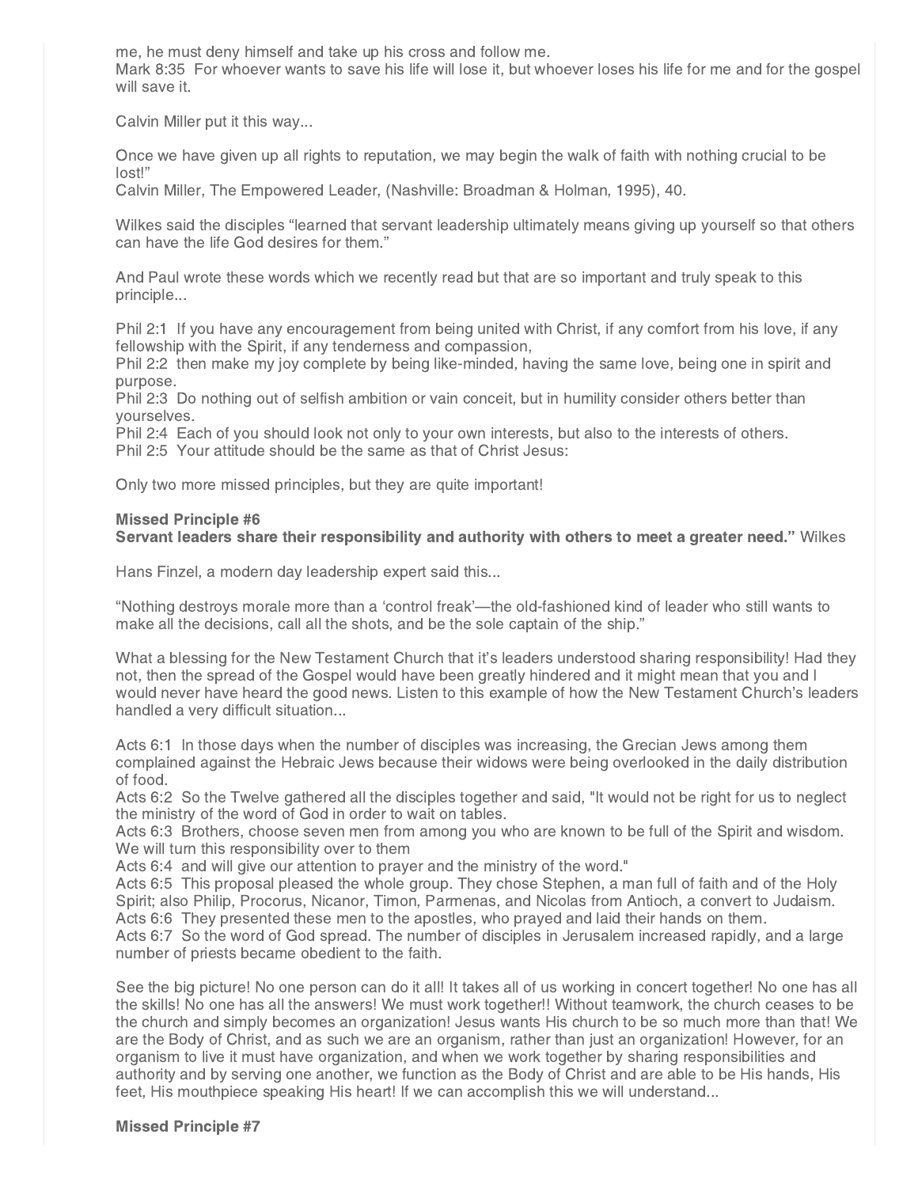me, he must deny himself and take up his cross and follow me.
Mark 8:35 For whoever wants to save his life will lose it, but whoever loses his life for me and for the gospel will save it.

Calvin Miller put it this way...

Once we have given up all rights to reputation, we may begin the walk of faith with nothing crucial to be lost!"
Calvin Miller, The Empowered Leader, (Nashville: Broadman & Holman, 1995), 40.

Wilkes said the disciples "learned that servant leadership ultimately means giving up yourself so that others can have the life God desires for them."

And Paul wrote these words which we recently read but that are so important and truly speak to this principle...

Phil 2:1 If you have any encouragement from being united with Christ, if any comfort from his love, if any fellowship with the Spirit, if any tenderness and compassion,
Phil 2:2 then make my joy complete by being like-minded, having the same love, being one in spirit and purpose.
Phil 2:3 Do nothing out of selfish ambition or vain conceit, but in humility consider others better than yourselves.
Phil 2:4 Each of you should look not only to your own interests, but also to the interests of others.
Phil 2:5 Your attitude should be the same as that of Christ Jesus:

Only two more missed principles, but they are quite important!

**Missed Principle #6**
**Servant leaders share their responsibility and authority with others to meet a greater need."** Wilkes

Hans Finzel, a modern day leadership expert said this...

"Nothing destroys morale more than a 'control freak'—the old-fashioned kind of leader who still wants to make all the decisions, call all the shots, and be the sole captain of the ship."

What a blessing for the New Testament Church that it's leaders understood sharing responsibility! Had they not, then the spread of the Gospel would have been greatly hindered and it might mean that you and I would never have heard the good news. Listen to this example of how the New Testament Church's leaders handled a very difficult situation...

Acts 6:1 In those days when the number of disciples was increasing, the Grecian Jews among them complained against the Hebraic Jews because their widows were being overlooked in the daily distribution of food.
Acts 6:2 So the Twelve gathered all the disciples together and said, "It would not be right for us to neglect the ministry of the word of God in order to wait on tables.
Acts 6:3 Brothers, choose seven men from among you who are known to be full of the Spirit and wisdom. We will turn this responsibility over to them
Acts 6:4 and will give our attention to prayer and the ministry of the word."
Acts 6:5 This proposal pleased the whole group. They chose Stephen, a man full of faith and of the Holy Spirit; also Philip, Procorus, Nicanor, Timon, Parmenas, and Nicolas from Antioch, a convert to Judaism.
Acts 6:6 They presented these men to the apostles, who prayed and laid their hands on them.
Acts 6:7 So the word of God spread. The number of disciples in Jerusalem increased rapidly, and a large number of priests became obedient to the faith.

See the big picture! No one person can do it all! It takes all of us working in concert together! No one has all the skills! No one has all the answers! We must work together!! Without teamwork, the church ceases to be the church and simply becomes an organization! Jesus wants His church to be so much more than that! We are the Body of Christ, and as such we are an organism, rather than just an organization! However, for an organism to live it must have organization, and when we work together by sharing responsibilities and authority and by serving one another, we function as the Body of Christ and are able to be His hands, His feet, His mouthpiece speaking His heart! If we can accomplish this we will understand...

**Missed Principle #7**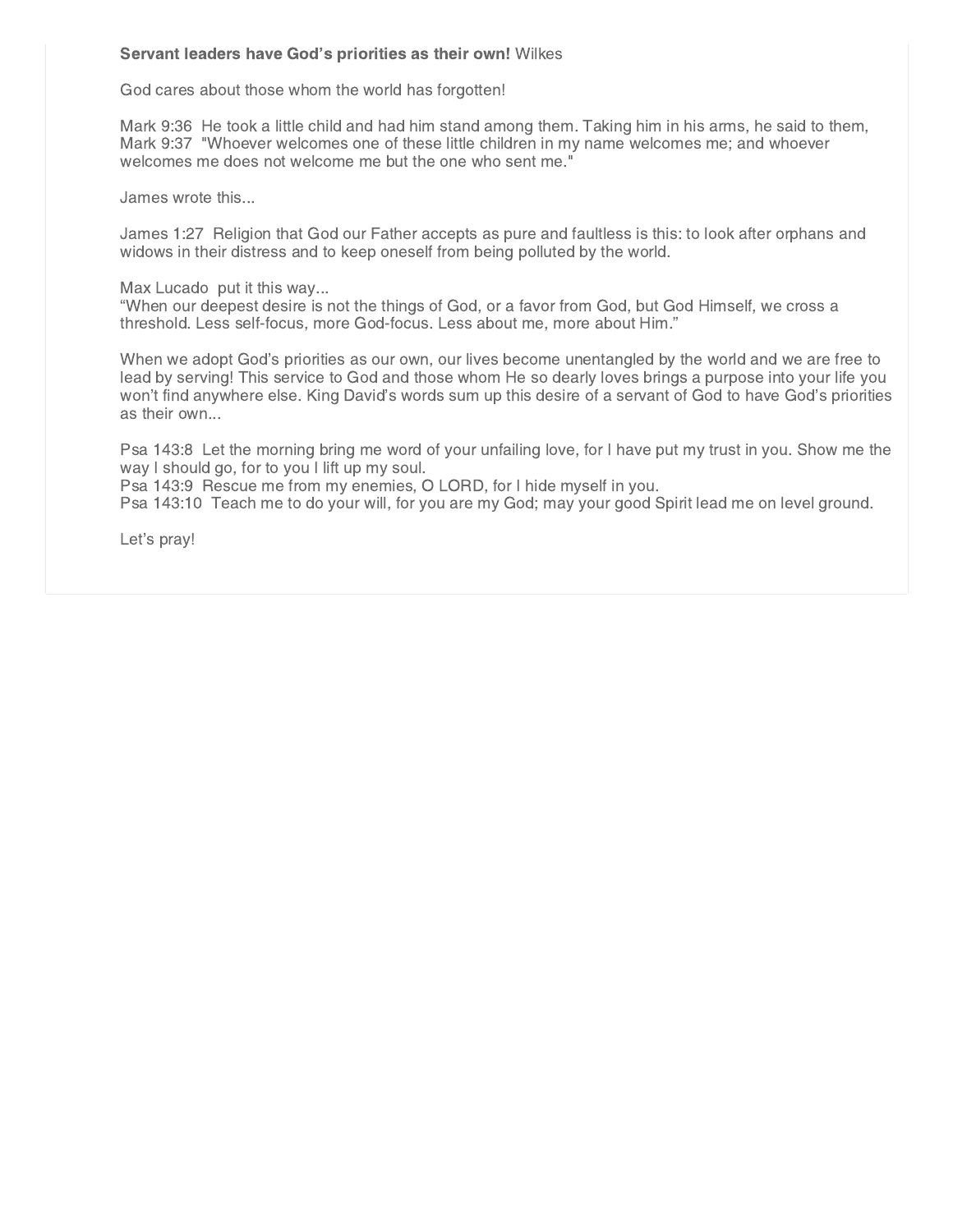**Servant leaders have God's priorities as their own!** Wilkes

God cares about those whom the world has forgotten!

Mark 9:36 He took a little child and had him stand among them. Taking him in his arms, he said to them,
Mark 9:37 "Whoever welcomes one of these little children in my name welcomes me; and whoever welcomes me does not welcome me but the one who sent me."

James wrote this...

James 1:27 Religion that God our Father accepts as pure and faultless is this: to look after orphans and widows in their distress and to keep oneself from being polluted by the world.

Max Lucado put it this way...
"When our deepest desire is not the things of God, or a favor from God, but God Himself, we cross a threshold. Less self-focus, more God-focus. Less about me, more about Him."

When we adopt God's priorities as our own, our lives become unentangled by the world and we are free to lead by serving! This service to God and those whom He so dearly loves brings a purpose into your life you won't find anywhere else. King David's words sum up this desire of a servant of God to have God's priorities as their own...

Psa 143:8 Let the morning bring me word of your unfailing love, for I have put my trust in you. Show me the way I should go, for to you I lift up my soul.
Psa 143:9 Rescue me from my enemies, O LORD, for I hide myself in you.
Psa 143:10 Teach me to do your will, for you are my God; may your good Spirit lead me on level ground.

Let's pray!